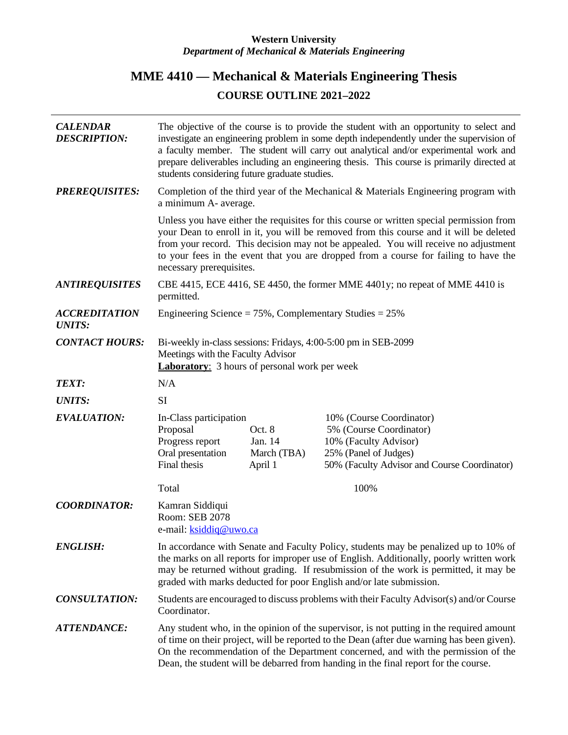**Western University**
***Department of Mechanical & Materials Engineering***

# MME 4410 — Mechanical & Materials Engineering Thesis

## COURSE OUTLINE 2021–2022

---

***CALENDAR DESCRIPTION:*** The objective of the course is to provide the student with an opportunity to select and investigate an engineering problem in some depth independently under the supervision of a faculty member. The student will carry out analytical and/or experimental work and prepare deliverables including an engineering thesis. This course is primarily directed at students considering future graduate studies.

***PREREQUISITES:*** Completion of the third year of the Mechanical & Materials Engineering program with a minimum A- average.

Unless you have either the requisites for this course or written special permission from your Dean to enroll in it, you will be removed from this course and it will be deleted from your record. This decision may not be appealed. You will receive no adjustment to your fees in the event that you are dropped from a course for failing to have the necessary prerequisites.

***ANTIREQUISITES*** CBE 4415, ECE 4416, SE 4450, the former MME 4401y; no repeat of MME 4410 is permitted.

***ACCREDITATION UNITS:*** Engineering Science = 75%, Complementary Studies = 25%

***CONTACT HOURS:*** Bi-weekly in-class sessions: Fridays, 4:00-5:00 pm in SEB-2099
Meetings with the Faculty Advisor
**Laboratory**: 3 hours of personal work per week

***TEXT:*** N/A

***UNITS:*** SI

***EVALUATION:***

| Component | Date | Weight |
|---|---|---|
| In-Class participation | | 10% (Course Coordinator) |
| Proposal | Oct. 8 | 5% (Course Coordinator) |
| Progress report | Jan. 14 | 10% (Faculty Advisor) |
| Oral presentation | March (TBA) | 25% (Panel of Judges) |
| Final thesis | April 1 | 50% (Faculty Advisor and Course Coordinator) |
| Total | | 100% |

***COORDINATOR:*** Kamran Siddiqui
Room: SEB 2078
e-mail: ksiddiq@uwo.ca

***ENGLISH:*** In accordance with Senate and Faculty Policy, students may be penalized up to 10% of the marks on all reports for improper use of English. Additionally, poorly written work may be returned without grading. If resubmission of the work is permitted, it may be graded with marks deducted for poor English and/or late submission.

***CONSULTATION:*** Students are encouraged to discuss problems with their Faculty Advisor(s) and/or Course Coordinator.

***ATTENDANCE:*** Any student who, in the opinion of the supervisor, is not putting in the required amount of time on their project, will be reported to the Dean (after due warning has been given). On the recommendation of the Department concerned, and with the permission of the Dean, the student will be debarred from handing in the final report for the course.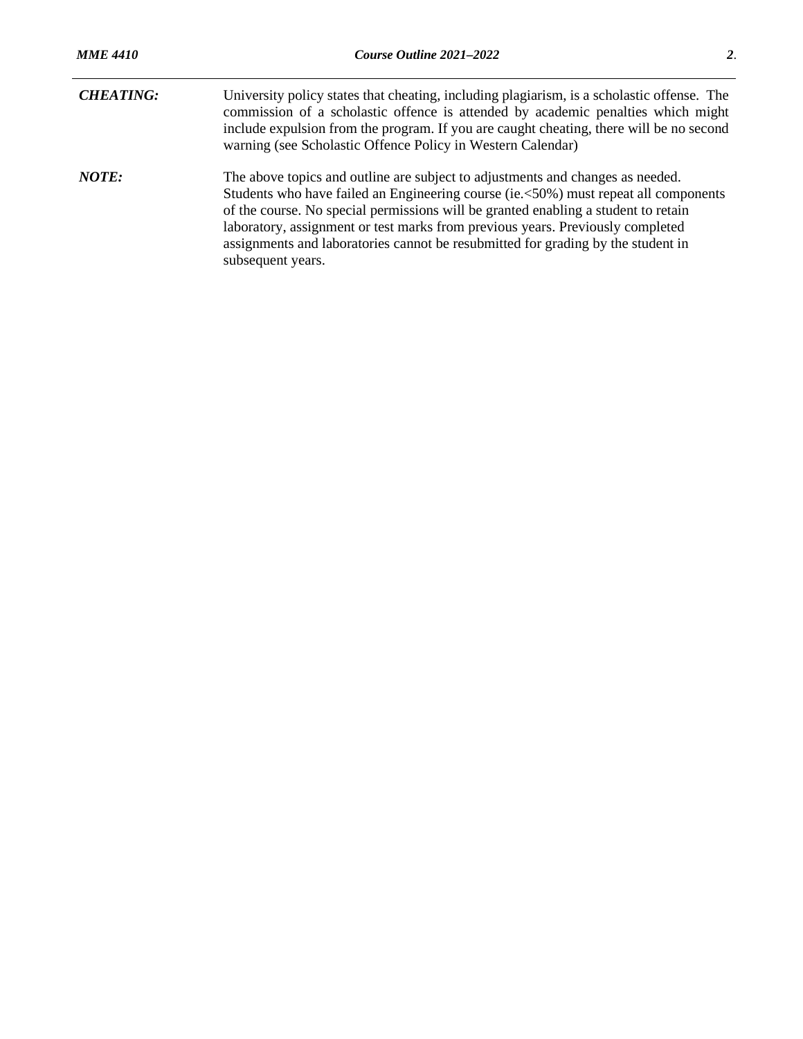***CHEATING:*** University policy states that cheating, including plagiarism, is a scholastic offense. The commission of a scholastic offence is attended by academic penalties which might include expulsion from the program. If you are caught cheating, there will be no second warning (see Scholastic Offence Policy in Western Calendar)

***NOTE:*** The above topics and outline are subject to adjustments and changes as needed. Students who have failed an Engineering course (ie.<50%) must repeat all components of the course. No special permissions will be granted enabling a student to retain laboratory, assignment or test marks from previous years. Previously completed assignments and laboratories cannot be resubmitted for grading by the student in subsequent years.